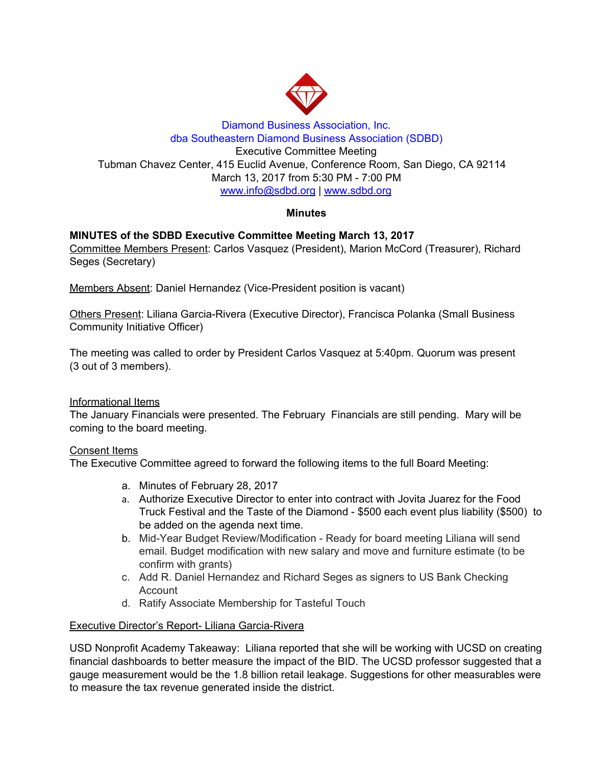Diamond Business Association, Inc.
dba Southeastern Diamond Business Association (SDBD)
Executive Committee Meeting
Tubman Chavez Center, 415 Euclid Avenue, Conference Room, San Diego, CA 92114
March 13, 2017 from 5:30 PM - 7:00 PM
www.info@sdbd.org | www.sdbd.org

**Minutes**

**MINUTES of the SDBD Executive Committee Meeting March 13, 2017**
Committee Members Present: Carlos Vasquez (President), Marion McCord (Treasurer), Richard Seges (Secretary)

Members Absent: Daniel Hernandez (Vice-President position is vacant)

Others Present: Liliana Garcia-Rivera (Executive Director), Francisca Polanka (Small Business Community Initiative Officer)

The meeting was called to order by President Carlos Vasquez at 5:40pm. Quorum was present (3 out of 3 members).

Informational Items
The January Financials were presented. The February Financials are still pending. Mary will be coming to the board meeting.

Consent Items
The Executive Committee agreed to forward the following items to the full Board Meeting:

a. Minutes of February 28, 2017
a. Authorize Executive Director to enter into contract with Jovita Juarez for the Food Truck Festival and the Taste of the Diamond - $500 each event plus liability ($500) to be added on the agenda next time.
b. Mid-Year Budget Review/Modification - Ready for board meeting Liliana will send email. Budget modification with new salary and move and furniture estimate (to be confirm with grants)
c. Add R. Daniel Hernandez and Richard Seges as signers to US Bank Checking Account
d. Ratify Associate Membership for Tasteful Touch

Executive Director's Report- Liliana Garcia-Rivera

USD Nonprofit Academy Takeaway: Liliana reported that she will be working with UCSD on creating financial dashboards to better measure the impact of the BID. The UCSD professor suggested that a gauge measurement would be the 1.8 billion retail leakage. Suggestions for other measurables were to measure the tax revenue generated inside the district.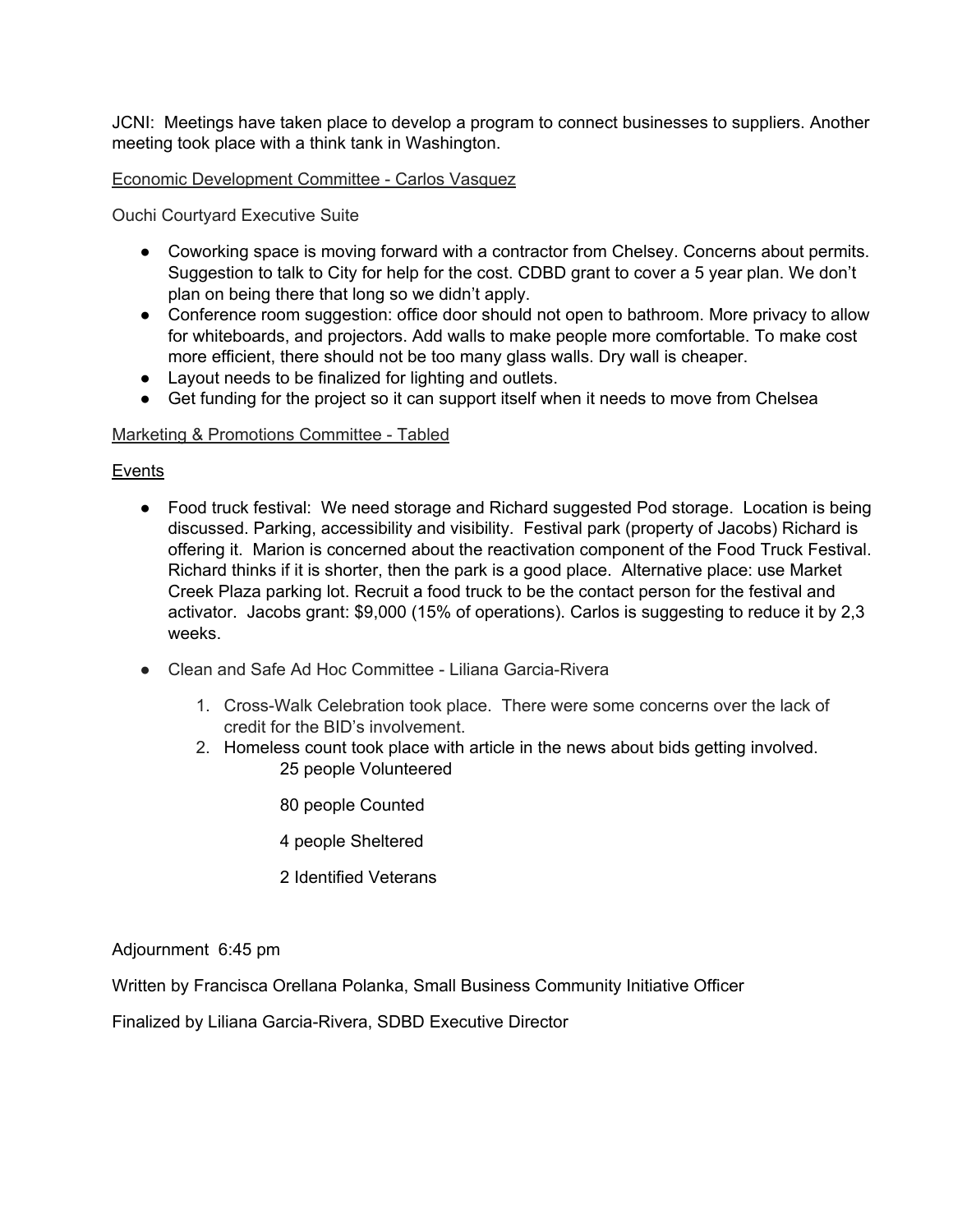JCNI: Meetings have taken place to develop a program to connect businesses to suppliers. Another meeting took place with a think tank in Washington.

Economic Development Committee - Carlos Vasquez

Ouchi Courtyard Executive Suite

- Coworking space is moving forward with a contractor from Chelsey. Concerns about permits. Suggestion to talk to City for help for the cost. CDBD grant to cover a 5 year plan. We don't plan on being there that long so we didn't apply.
- Conference room suggestion: office door should not open to bathroom. More privacy to allow for whiteboards, and projectors. Add walls to make people more comfortable. To make cost more efficient, there should not be too many glass walls. Dry wall is cheaper.
- Layout needs to be finalized for lighting and outlets.
- Get funding for the project so it can support itself when it needs to move from Chelsea

Marketing & Promotions Committee - Tabled

Events

- Food truck festival: We need storage and Richard suggested Pod storage. Location is being discussed. Parking, accessibility and visibility. Festival park (property of Jacobs) Richard is offering it. Marion is concerned about the reactivation component of the Food Truck Festival. Richard thinks if it is shorter, then the park is a good place. Alternative place: use Market Creek Plaza parking lot. Recruit a food truck to be the contact person for the festival and activator. Jacobs grant: $9,000 (15% of operations). Carlos is suggesting to reduce it by 2,3 weeks.

- Clean and Safe Ad Hoc Committee - Liliana Garcia-Rivera
  1. Cross-Walk Celebration took place. There were some concerns over the lack of credit for the BID's involvement.
  2. Homeless count took place with article in the news about bids getting involved.

     25 people Volunteered

     80 people Counted

     4 people Sheltered

     2 Identified Veterans

Adjournment 6:45 pm

Written by Francisca Orellana Polanka, Small Business Community Initiative Officer

Finalized by Liliana Garcia-Rivera, SDBD Executive Director